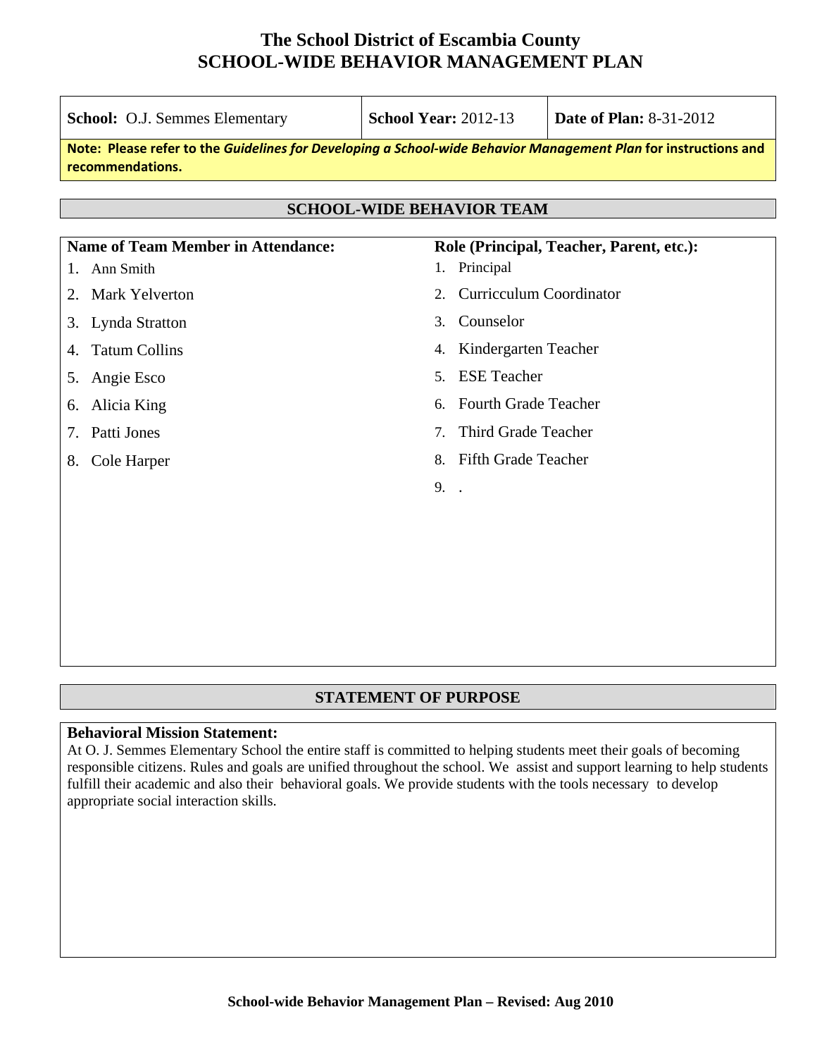# The School District of Escambia County
# SCHOOL-WIDE BEHAVIOR MANAGEMENT PLAN

| **School:** O.J. Semmes Elementary | **School Year:** 2012-13 | **Date of Plan:** 8-31-2012 |
|---|---|---|

**Note: Please refer to the *Guidelines for Developing a School-wide Behavior Management Plan* for instructions and recommendations.**

## SCHOOL-WIDE BEHAVIOR TEAM

| Name of Team Member in Attendance: | Role (Principal, Teacher, Parent, etc.): |
|---|---|
| 1. Ann Smith | 1. Principal |
| 2. Mark Yelverton | 2. Curricculum Coordinator |
| 3. Lynda Stratton | 3. Counselor |
| 4. Tatum Collins | 4. Kindergarten Teacher |
| 5. Angie Esco | 5. ESE Teacher |
| 6. Alicia King | 6. Fourth Grade Teacher |
| 7. Patti Jones | 7. Third Grade Teacher |
| 8. Cole Harper | 8. Fifth Grade Teacher |
| | 9. . |

## STATEMENT OF PURPOSE

**Behavioral Mission Statement:**
At O. J. Semmes Elementary School the entire staff is committed to helping students meet their goals of becoming responsible citizens. Rules and goals are unified throughout the school. We assist and support learning to help students fulfill their academic and also their behavioral goals. We provide students with the tools necessary to develop appropriate social interaction skills.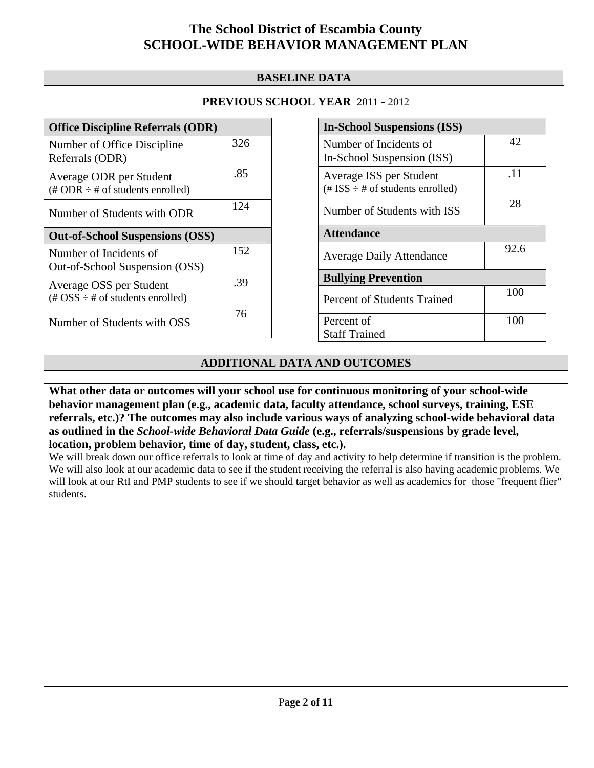# The School District of Escambia County
# SCHOOL-WIDE BEHAVIOR MANAGEMENT PLAN

## BASELINE DATA

**PREVIOUS SCHOOL YEAR** 2011 - 2012

| **Office Discipline Referrals (ODR)** | |
|---|---|
| Number of Office Discipline Referrals (ODR) | 326 |
| Average ODR per Student (# ODR ÷ # of students enrolled) | .85 |
| Number of Students with ODR | 124 |
| **Out-of-School Suspensions (OSS)** | |
| Number of Incidents of Out-of-School Suspension (OSS) | 152 |
| Average OSS per Student (# OSS ÷ # of students enrolled) | .39 |
| Number of Students with OSS | 76 |

| **In-School Suspensions (ISS)** | |
|---|---|
| Number of Incidents of In-School Suspension (ISS) | 42 |
| Average ISS per Student (# ISS ÷ # of students enrolled) | .11 |
| Number of Students with ISS | 28 |
| **Attendance** | |
| Average Daily Attendance | 92.6 |
| **Bullying Prevention** | |
| Percent of Students Trained | 100 |
| Percent of Staff Trained | 100 |

## ADDITIONAL DATA AND OUTCOMES

**What other data or outcomes will your school use for continuous monitoring of your school-wide behavior management plan (e.g., academic data, faculty attendance, school surveys, training, ESE referrals, etc.)? The outcomes may also include various ways of analyzing school-wide behavioral data as outlined in the *School-wide Behavioral Data Guide* (e.g., referrals/suspensions by grade level, location, problem behavior, time of day, student, class, etc.).**

We will break down our office referrals to look at time of day and activity to help determine if transition is the problem. We will also look at our academic data to see if the student receiving the referral is also having academic problems. We will look at our RtI and PMP students to see if we should target behavior as well as academics for those "frequent flier" students.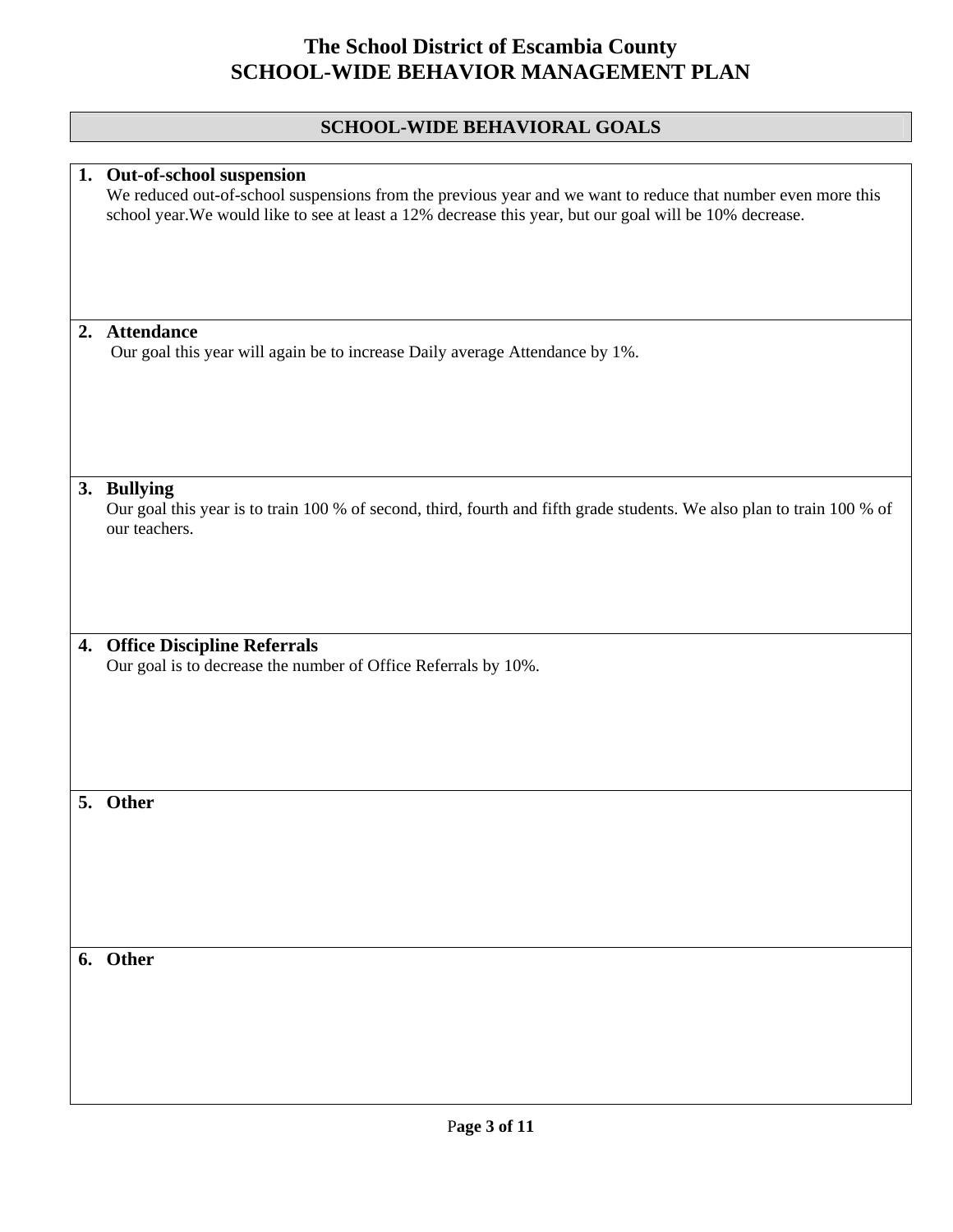# The School District of Escambia County
# SCHOOL-WIDE BEHAVIOR MANAGEMENT PLAN

## SCHOOL-WIDE BEHAVIORAL GOALS

1. **Out-of-school suspension**
   We reduced out-of-school suspensions from the previous year and we want to reduce that number even more this school year.We would like to see at least a 12% decrease this year, but our goal will be 10% decrease.

2. **Attendance**
   Our goal this year will again be to increase Daily average Attendance by 1%.

3. **Bullying**
   Our goal this year is to train 100 % of second, third, fourth and fifth grade students. We also plan to train 100 % of our teachers.

4. **Office Discipline Referrals**
   Our goal is to decrease the number of Office Referrals by 10%.

5. **Other**

6. **Other**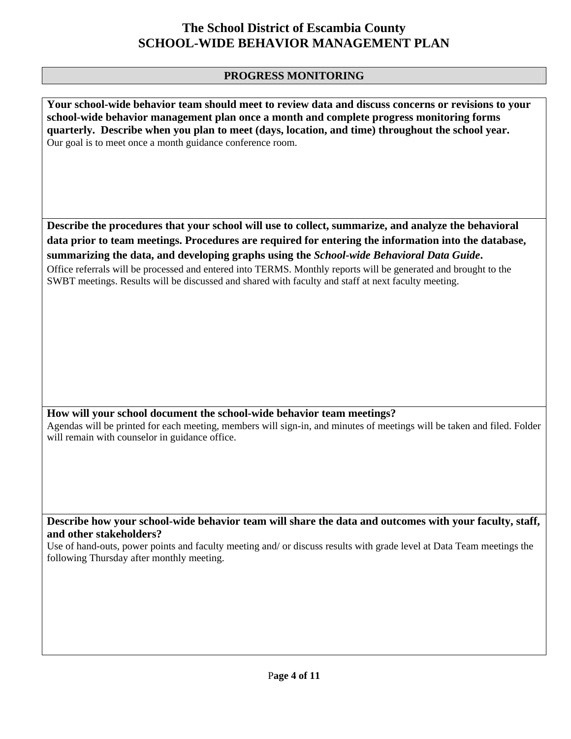# The School District of Escambia County
# SCHOOL-WIDE BEHAVIOR MANAGEMENT PLAN

## PROGRESS MONITORING

**Your school-wide behavior team should meet to review data and discuss concerns or revisions to your school-wide behavior management plan once a month and complete progress monitoring forms quarterly. Describe when you plan to meet (days, location, and time) throughout the school year.**

Our goal is to meet once a month guidance conference room.

**Describe the procedures that your school will use to collect, summarize, and analyze the behavioral data prior to team meetings. Procedures are required for entering the information into the database, summarizing the data, and developing graphs using the *School-wide Behavioral Data Guide*.**

Office referrals will be processed and entered into TERMS. Monthly reports will be generated and brought to the SWBT meetings. Results will be discussed and shared with faculty and staff at next faculty meeting.

**How will your school document the school-wide behavior team meetings?**

Agendas will be printed for each meeting, members will sign-in, and minutes of meetings will be taken and filed. Folder will remain with counselor in guidance office.

**Describe how your school-wide behavior team will share the data and outcomes with your faculty, staff, and other stakeholders?**

Use of hand-outs, power points and faculty meeting and/ or discuss results with grade level at Data Team meetings the following Thursday after monthly meeting.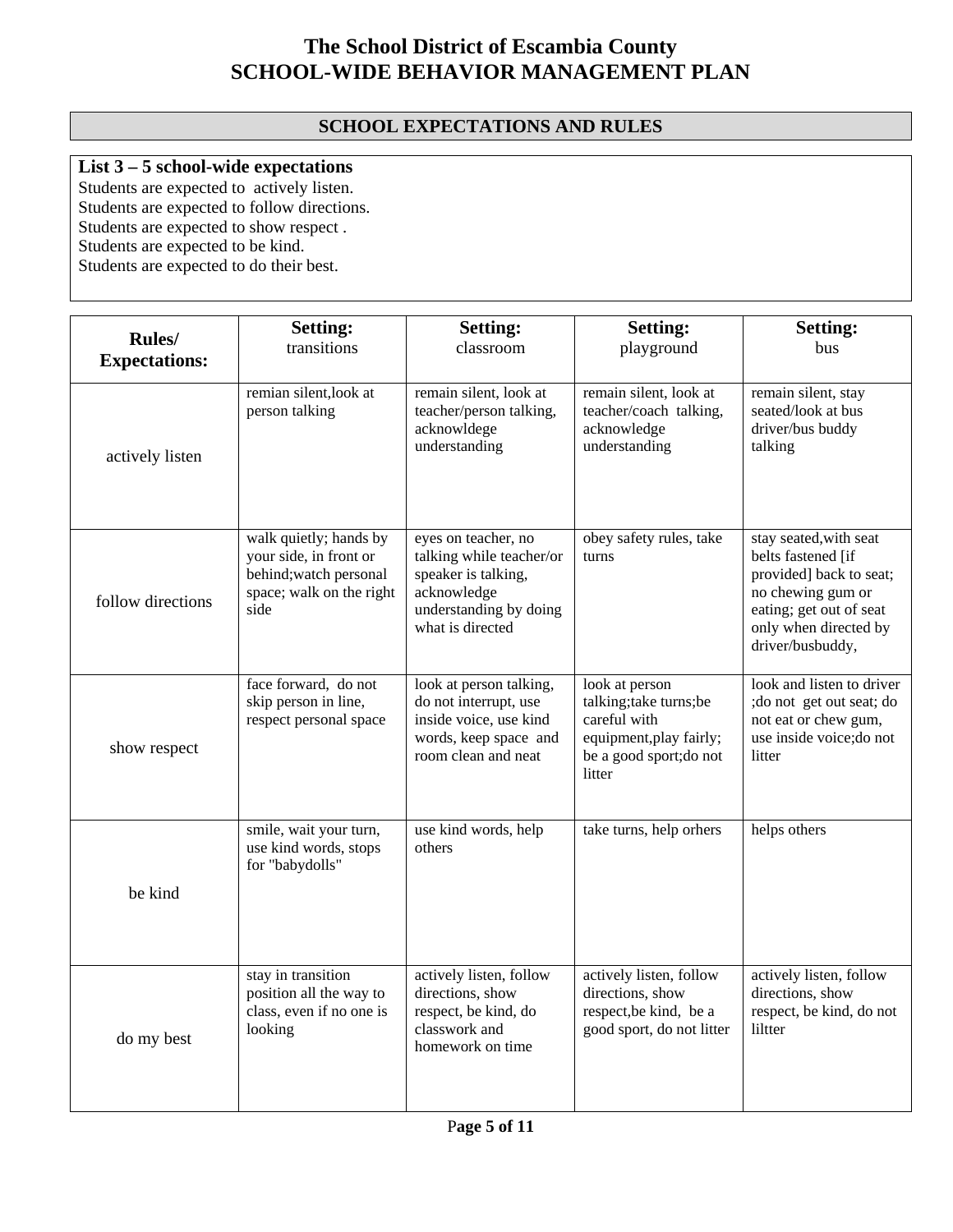# The School District of Escambia County
# SCHOOL-WIDE BEHAVIOR MANAGEMENT PLAN

## SCHOOL EXPECTATIONS AND RULES

**List 3 – 5 school-wide expectations**

Students are expected to actively listen.
Students are expected to follow directions.
Students are expected to show respect .
Students are expected to be kind.
Students are expected to do their best.

| **Rules/ Expectations:** | **Setting:** transitions | **Setting:** classroom | **Setting:** playground | **Setting:** bus |
|---|---|---|---|---|
| actively listen | remian silent,look at person talking | remain silent, look at teacher/person talking, acknowldege understanding | remain silent, look at teacher/coach talking, acknowledge understanding | remain silent, stay seated/look at bus driver/bus buddy talking |
| follow directions | walk quietly; hands by your side, in front or behind;watch personal space; walk on the right side | eyes on teacher, no talking while teacher/or speaker is talking, acknowledge understanding by doing what is directed | obey safety rules, take turns | stay seated,with seat belts fastened [if provided] back to seat; no chewing gum or eating; get out of seat only when directed by driver/busbuddy, |
| show respect | face forward, do not skip person in line, respect personal space | look at person talking, do not interrupt, use inside voice, use kind words, keep space and room clean and neat | look at person talking;take turns;be careful with equipment,play fairly; be a good sport;do not litter | look and listen to driver ;do not get out seat; do not eat or chew gum, use inside voice;do not litter |
| be kind | smile, wait your turn, use kind words, stops for "babydolls" | use kind words, help others | take turns, help orhers | helps others |
| do my best | stay in transition position all the way to class, even if no one is looking | actively listen, follow directions, show respect, be kind, do classwork and homework on time | actively listen, follow directions, show respect,be kind, be a good sport, do not litter | actively listen, follow directions, show respect, be kind, do not liltter |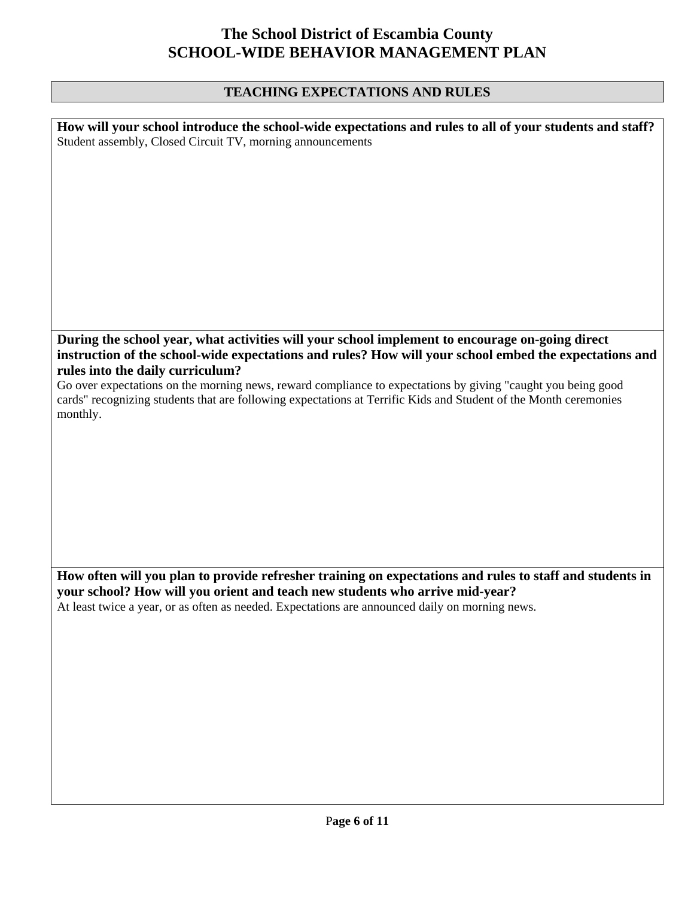# The School District of Escambia County
# SCHOOL-WIDE BEHAVIOR MANAGEMENT PLAN

## TEACHING EXPECTATIONS AND RULES

**How will your school introduce the school-wide expectations and rules to all of your students and staff?**

Student assembly, Closed Circuit TV, morning announcements

**During the school year, what activities will your school implement to encourage on-going direct instruction of the school-wide expectations and rules? How will your school embed the expectations and rules into the daily curriculum?**

Go over expectations on the morning news, reward compliance to expectations by giving "caught you being good cards" recognizing students that are following expectations at Terrific Kids and Student of the Month ceremonies monthly.

**How often will you plan to provide refresher training on expectations and rules to staff and students in your school? How will you orient and teach new students who arrive mid-year?**

At least twice a year, or as often as needed. Expectations are announced daily on morning news.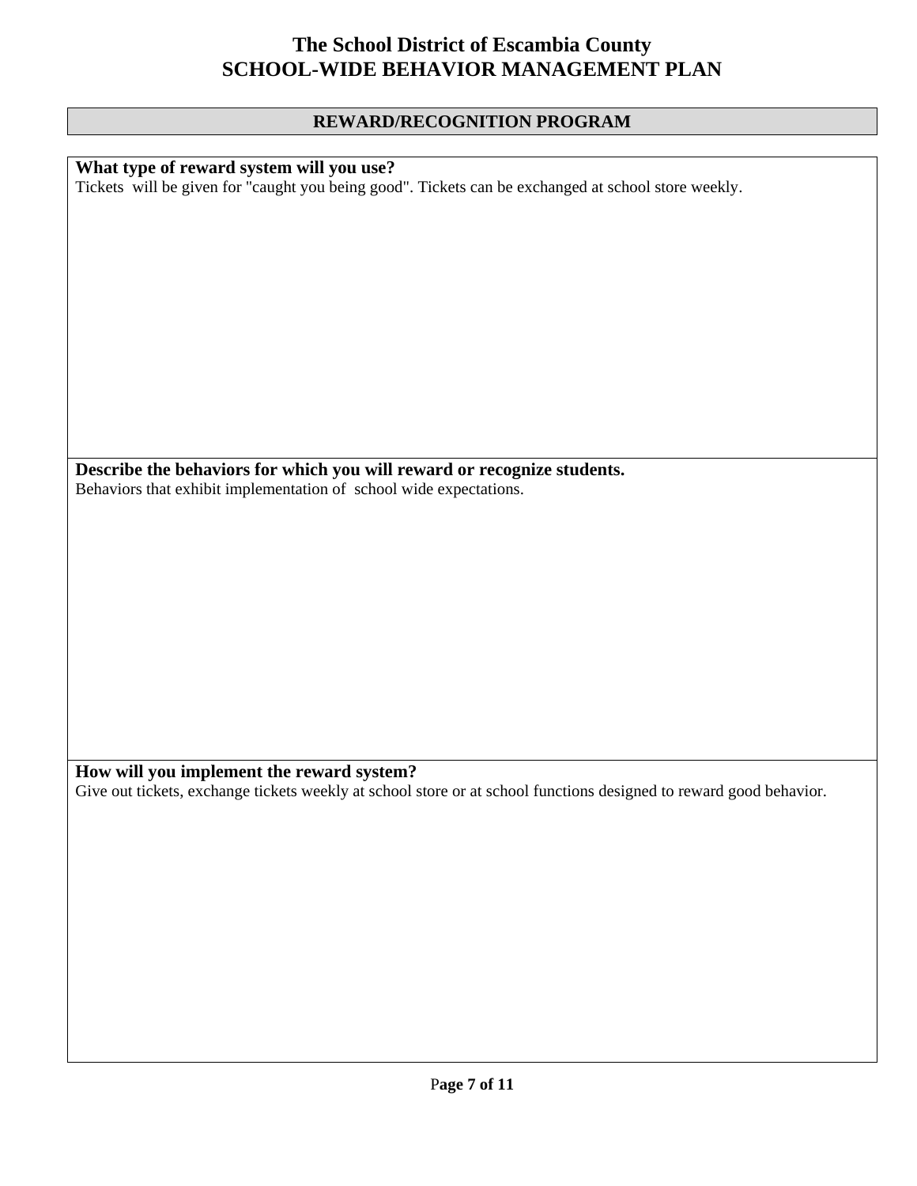# The School District of Escambia County
# SCHOOL-WIDE BEHAVIOR MANAGEMENT PLAN

## REWARD/RECOGNITION PROGRAM

**What type of reward system will you use?**

Tickets will be given for "caught you being good". Tickets can be exchanged at school store weekly.

**Describe the behaviors for which you will reward or recognize students.**

Behaviors that exhibit implementation of school wide expectations.

**How will you implement the reward system?**

Give out tickets, exchange tickets weekly at school store or at school functions designed to reward good behavior.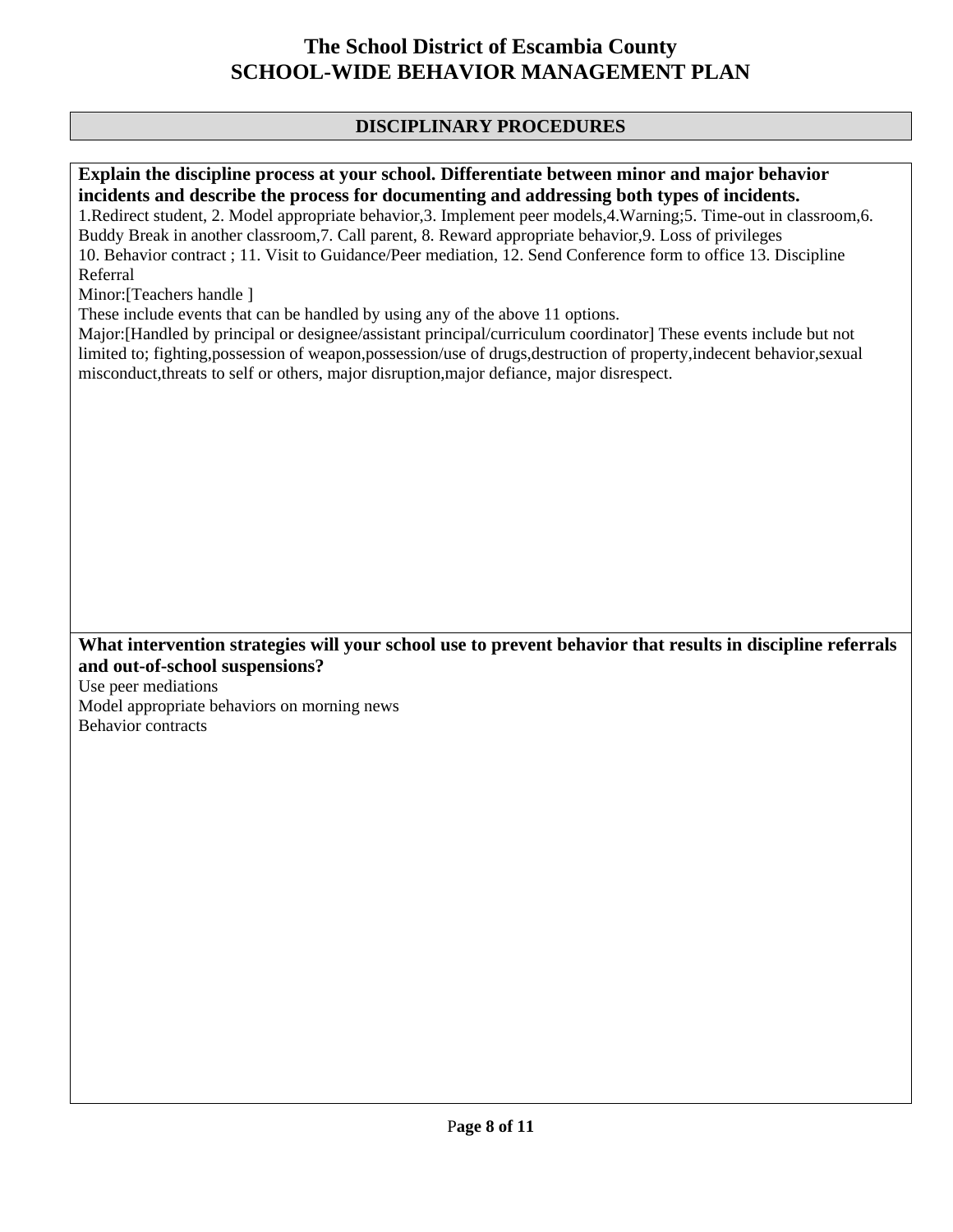# The School District of Escambia County
# SCHOOL-WIDE BEHAVIOR MANAGEMENT PLAN

## DISCIPLINARY PROCEDURES

**Explain the discipline process at your school. Differentiate between minor and major behavior incidents and describe the process for documenting and addressing both types of incidents.**

1.Redirect student, 2. Model appropriate behavior,3. Implement peer models,4.Warning;5. Time-out in classroom,6. Buddy Break in another classroom,7. Call parent, 8. Reward appropriate behavior,9. Loss of privileges
10. Behavior contract ; 11. Visit to Guidance/Peer mediation, 12. Send Conference form to office 13. Discipline Referral

Minor:[Teachers handle ]

These include events that can be handled by using any of the above 11 options.

Major:[Handled by principal or designee/assistant principal/curriculum coordinator] These events include but not limited to; fighting,possession of weapon,possession/use of drugs,destruction of property,indecent behavior,sexual misconduct,threats to self or others, major disruption,major defiance, major disrespect.

**What intervention strategies will your school use to prevent behavior that results in discipline referrals and out-of-school suspensions?**

Use peer mediations

Model appropriate behaviors on morning news

Behavior contracts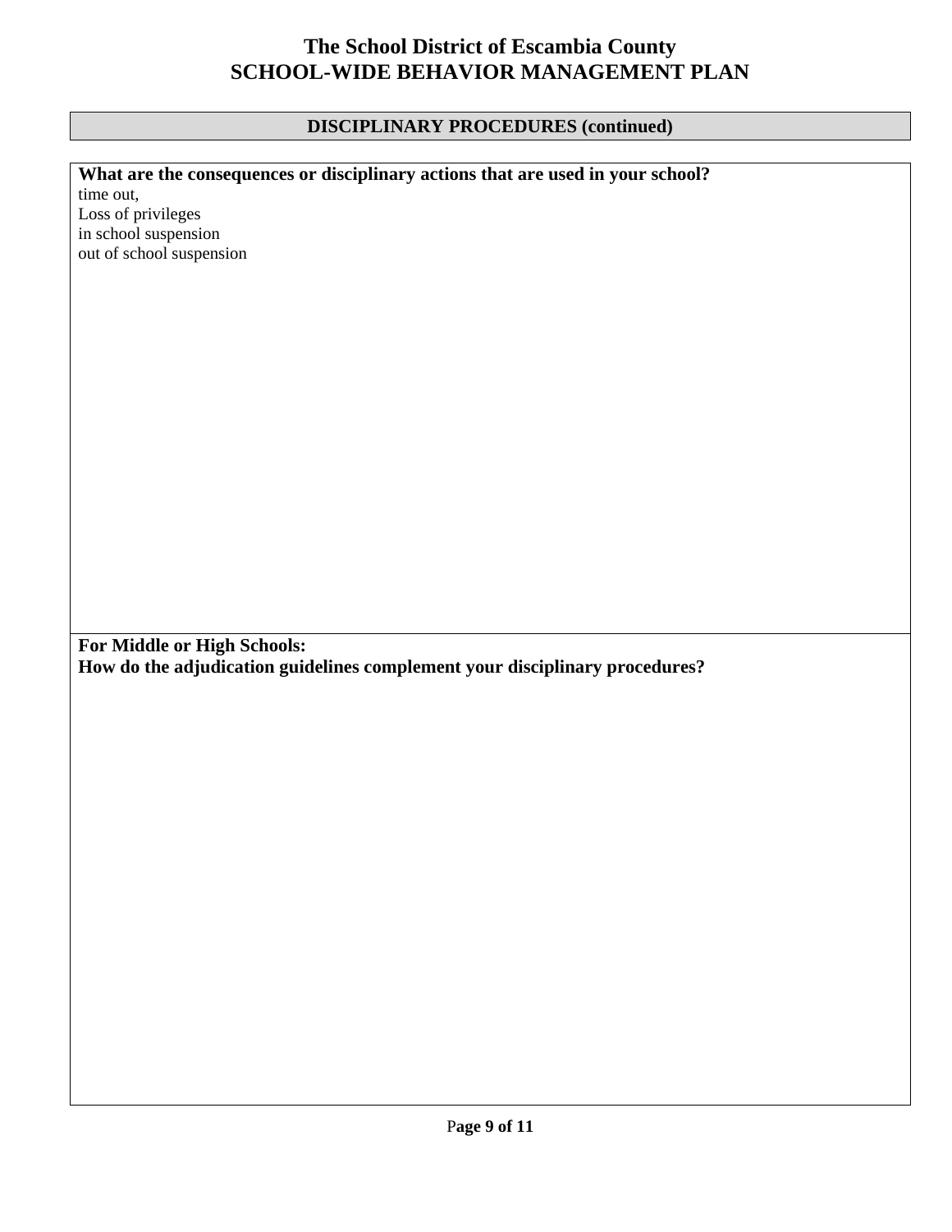# The School District of Escambia County
# SCHOOL-WIDE BEHAVIOR MANAGEMENT PLAN

## DISCIPLINARY PROCEDURES (continued)

**What are the consequences or disciplinary actions that are used in your school?**

time out,
Loss of privileges
in school suspension
out of school suspension

**For Middle or High Schools:**
**How do the adjudication guidelines complement your disciplinary procedures?**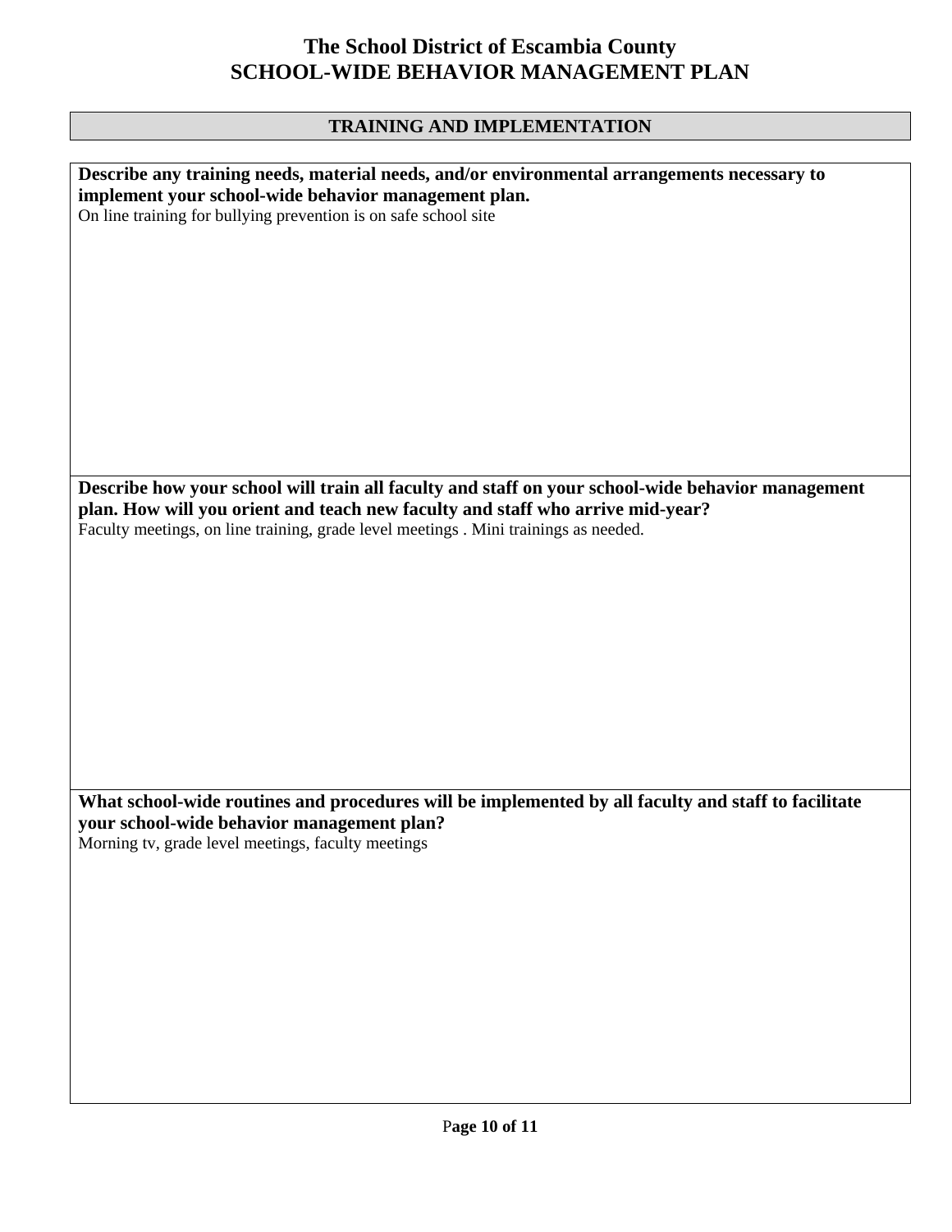# The School District of Escambia County
# SCHOOL-WIDE BEHAVIOR MANAGEMENT PLAN

## TRAINING AND IMPLEMENTATION

**Describe any training needs, material needs, and/or environmental arrangements necessary to implement your school-wide behavior management plan.**

On line training for bullying prevention is on safe school site

**Describe how your school will train all faculty and staff on your school-wide behavior management plan. How will you orient and teach new faculty and staff who arrive mid-year?**

Faculty meetings, on line training, grade level meetings . Mini trainings as needed.

**What school-wide routines and procedures will be implemented by all faculty and staff to facilitate your school-wide behavior management plan?**

Morning tv, grade level meetings, faculty meetings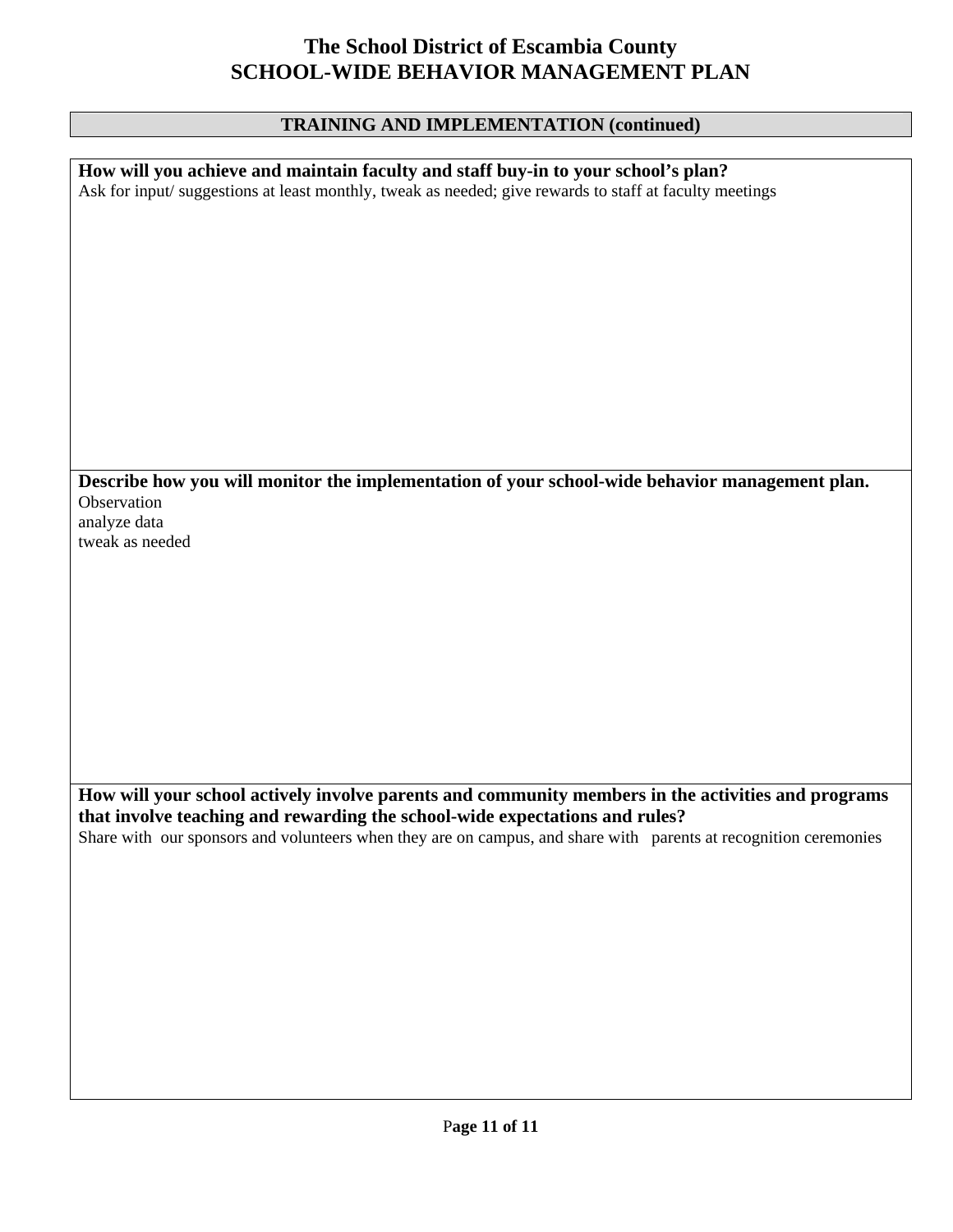# The School District of Escambia County
# SCHOOL-WIDE BEHAVIOR MANAGEMENT PLAN

## TRAINING AND IMPLEMENTATION (continued)

**How will you achieve and maintain faculty and staff buy-in to your school's plan?**

Ask for input/ suggestions at least monthly, tweak as needed; give rewards to staff at faculty meetings

**Describe how you will monitor the implementation of your school-wide behavior management plan.**

Observation
analyze data
tweak as needed

**How will your school actively involve parents and community members in the activities and programs that involve teaching and rewarding the school-wide expectations and rules?**

Share with our sponsors and volunteers when they are on campus, and share with parents at recognition ceremonies